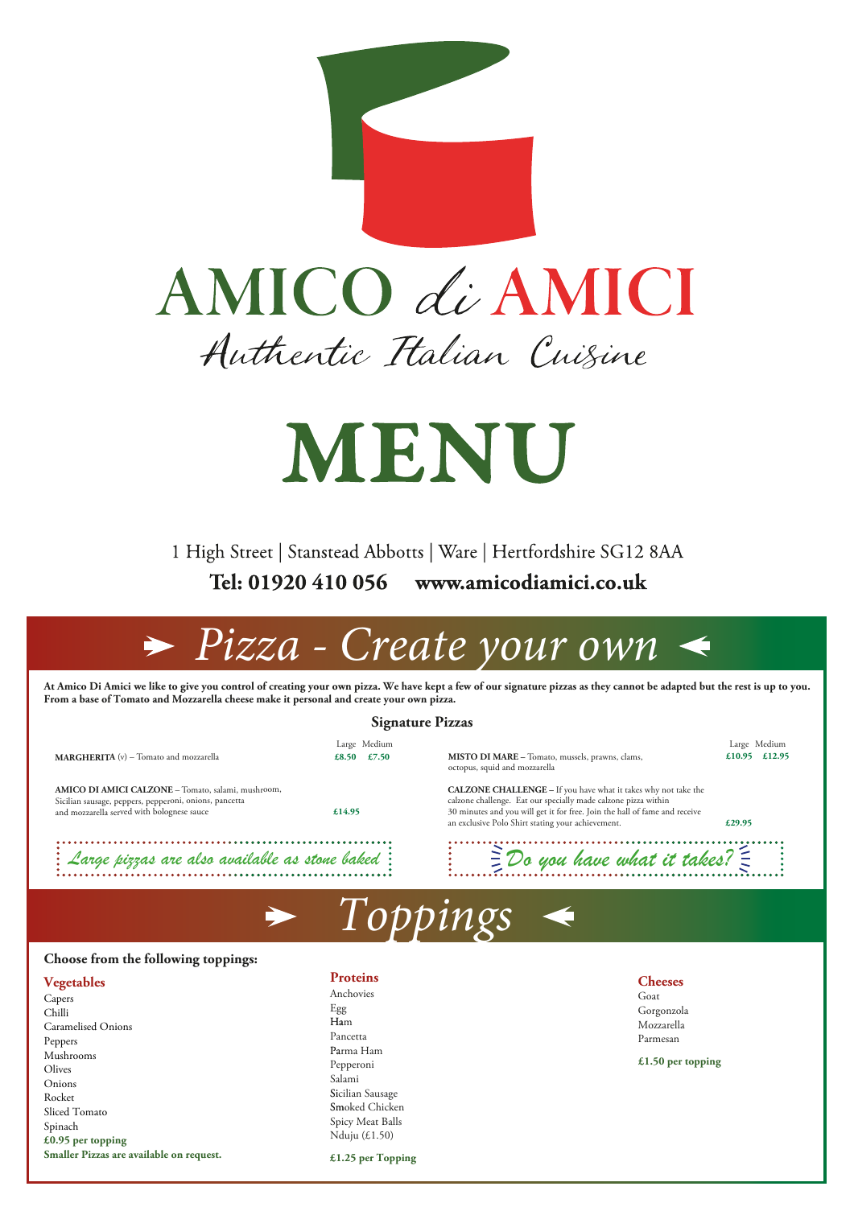# AMICO *di* AMICI

*Authentic Italian Cuisine*

# MENU

1 High Street | Stanstead Abbotts | Ware | Hertfordshire SG12 8AA

**Tel: 01920 410 056 www.amicodiamici.co.uk**

## ➤ Pizza - Create your own ◀

**At Amico Di Amici we like to give you control of creating your own pizza. We have kept a few of our signature pizzas as they cannot be adapted but the rest is up to you. From a base of Tomato and Mozzarella cheese make it personal and create your own pizza.**

### Signature Pizzas

| | Large | Medium |
|---|---|---|
| **MARGHERITA** (v) – Tomato and mozzarella | **£8.50** | **£7.50** |
| **AMICO DI AMICI CALZONE** – Tomato, salami, mushroom, Sicilian sausage, peppers, pepperoni, onions, pancetta and mozzarella served with bolognese sauce | **£14.95** | |
| **MISTO DI MARE** – Tomato, mussels, prawns, clams, octopus, squid and mozzarella | **£10.95** | **£12.95** |
| **CALZONE CHALLENGE** – If you have what it takes why not take the calzone challenge. Eat our specially made calzone pizza within 30 minutes and you will get it for free. Join the hall of fame and receive an exclusive Polo Shirt stating your achievement. | **£29.95** | |

*Large pizzas are also available as stone baked*

*Do you have what it takes?*

## ➤ Toppings ◀

**Choose from the following toppings:**

**Vegetables**

- Capers
- Chilli
- Caramelised Onions
- Peppers
- Mushrooms
- Olives
- Onions
- Rocket
- Sliced Tomato
- Spinach

**£0.95 per topping**

**Smaller Pizzas are available on request.**

**Proteins**

- Anchovies
- Egg
- Ham
- Pancetta
- Parma Ham
- Pepperoni
- Salami
- Sicilian Sausage
- Smoked Chicken
- Spicy Meat Balls
- Nduju (£1.50)

**£1.25 per Topping**

**Cheeses**

- Goat
- Gorgonzola
- Mozzarella
- Parmesan

**£1.50 per topping**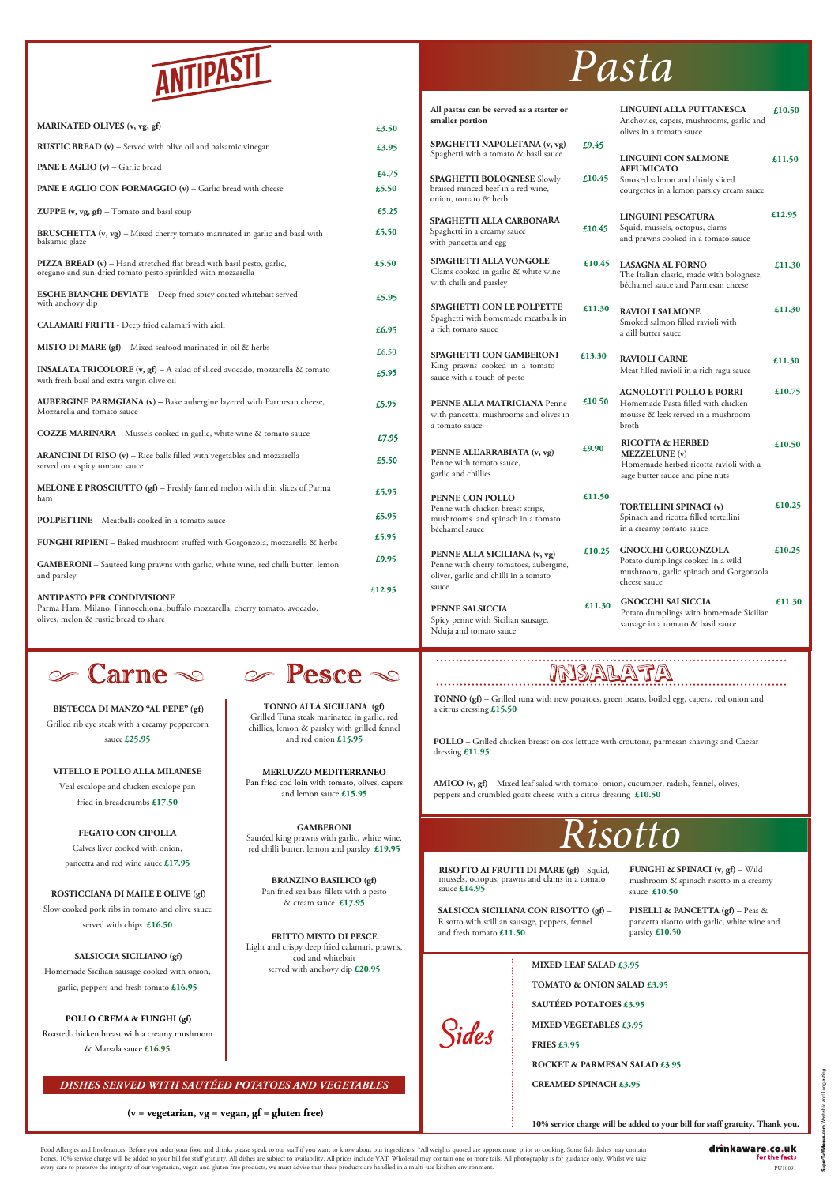# ANTIPASTI

| | |
|---|---|
| **MARINATED OLIVES (v, vg, gf)** | £3.50 |
| **RUSTIC BREAD (v)** – Served with olive oil and balsamic vinegar | £3.95 |
| **PANE E AGLIO (v)** – Garlic bread | £4.75 |
| **PANE E AGLIO CON FORMAGGIO (v)** – Garlic bread with cheese | £5.50 |
| **ZUPPE (v, vg, gf)** – Tomato and basil soup | £5.25 |
| **BRUSCHETTA (v, vg)** – Mixed cherry tomato marinated in garlic and basil with balsamic glaze | £5.50 |
| **PIZZA BREAD (v)** – Hand stretched flat bread with basil pesto, garlic, oregano and sun-dried tomato pesto sprinkled with mozzarella | £5.50 |
| **ESCHE BIANCHE DEVIATE** – Deep fried spicy coated whitebait served with anchovy dip | £5.95 |
| **CALAMARI FRITTI** - Deep fried calamari with aioli | £6.95 |
| **MISTO DI MARE (gf)** – Mixed seafood marinated in oil & herbs | £6.50 |
| **INSALATA TRICOLORE (v, gf)** – A salad of sliced avocado, mozzarella & tomato with fresh basil and extra virgin olive oil | £5.95 |
| **AUBERGINE PARMGIANA (v)** – Bake aubergine layered with Parmesan cheese, Mozzarella and tomato sauce | £5.95 |
| **COZZE MARINARA** – Mussels cooked in garlic, white wine & tomato sauce | £7.95 |
| **ARANCINI DI RISO (v)** – Rice balls filled with vegetables and mozzarella served on a spicy tomato sauce | £5.50 |
| **MELONE E PROSCIUTTO (gf)** – Freshly fanned melon with thin slices of Parma ham | £5.95 |
| **POLPETTINE** – Meatballs cooked in a tomato sauce | £5.95 |
| **FUNGHI RIPIENI** – Baked mushroom stuffed with Gorgonzola, mozzarella & herbs | £5.95 |
| **GAMBERONI** – Sautéed king prawns with garlic, white wine, red chilli butter, lemon and parsley | £9.95 |
| **ANTIPASTO PER CONDIVISIONE** Parma Ham, Milano, Finnocchiona, buffalo mozzarella, cherry tomato, avocado, olives, melon & rustic bread to share | £12.95 |

# Pasta

All pastas can be served as a starter or smaller portion

| | |
|---|---|
| **SPAGHETTI NAPOLETANA (v, vg)** Spaghetti with a tomato & basil sauce | £9.45 |
| **SPAGHETTI BOLOGNESE** Slowly braised minced beef in a red wine, onion, tomato & herb | £10.45 |
| **SPAGHETTI ALLA CARBONARA** Spaghetti in a creamy sauce with pancetta and egg | £10.45 |
| **SPAGHETTI ALLA VONGOLE** Clams cooked in garlic & white wine with chilli and parsley | £10.45 |
| **SPAGHETTI CON LE POLPETTE** Spaghetti with homemade meatballs in a rich tomato sauce | £11.30 |
| **SPAGHETTI CON GAMBERONI** King prawns cooked in a tomato sauce with a touch of pesto | £13.30 |
| **PENNE ALLA MATRICIANA** Penne with pancetta, mushrooms and olives in a tomato sauce | £10.50 |
| **PENNE ALL'ARRABIATA (v, vg)** Penne with tomato sauce, garlic and chillies | £9.90 |
| **PENNE CON POLLO** Penne with chicken breast strips, mushrooms and spinach in a tomato béchamel sauce | £11.50 |
| **PENNE ALLA SICILIANA (v, vg)** Penne with cherry tomatoes, aubergine, olives, garlic and chilli in a tomato sauce | £10.25 |
| **PENNE SALSICCIA** Spicy penne with Sicilian sausage, Nduja and tomato sauce | £11.30 |
| **LINGUINI ALLA PUTTANESCA** Anchovies, capers, mushrooms, garlic and olives in a tomato sauce | £10.50 |
| **LINGUINI CON SALMONE AFFUMICATO** Smoked salmon and thinly sliced courgettes in a lemon parsley cream sauce | £11.50 |
| **LINGUINI PESCATURA** Squid, mussels, octopus, clams and prawns cooked in a tomato sauce | £12.95 |
| **LASAGNA AL FORNO** The Italian classic, made with bolognese, béchamel sauce and Parmesan cheese | £11.30 |
| **RAVIOLI SALMONE** Smoked salmon filled ravioli with a dill butter sauce | £11.30 |
| **RAVIOLI CARNE** Meat filled ravioli in a rich ragu sauce | £11.30 |
| **AGNOLOTTI POLLO E PORRI** Homemade Pasta filled with chicken mousse & leek served in a mushroom broth | £10.75 |
| **RICOTTA & HERBED MEZZELUNE (v)** Homemade herbed ricotta ravioli with a sage butter sauce and pine nuts | £10.50 |
| **TORTELLINI SPINACI (v)** Spinach and ricotta filled tortellini in a creamy tomato sauce | £10.25 |
| **GNOCCHI GORGONZOLA** Potato dumplings cooked in a wild mushroom, garlic spinach and Gorgonzola cheese sauce | £10.25 |
| **GNOCCHI SALSICCIA** Potato dumplings with homemade Sicilian sausage in a tomato & basil sauce | £11.30 |

# Carne

**BISTECCA DI MANZO "AL PEPE" (gf)**
Grilled rib eye steak with a creamy peppercorn sauce £25.95

**VITELLO E POLLO ALLA MILANESE**
Veal escalope and chicken escalope pan fried in breadcrumbs £17.50

**FEGATO CON CIPOLLA**
Calves liver cooked with onion, pancetta and red wine sauce £17.95

**ROSTICCIANA DI MAILE E OLIVE (gf)**
Slow cooked pork ribs in tomato and olive sauce served with chips £16.50

**SALSICCIA SICILIANO (gf)**
Homemade Sicilian sausage cooked with onion, garlic, peppers and fresh tomato £16.95

**POLLO CREMA & FUNGHI (gf)**
Roasted chicken breast with a creamy mushroom & Marsala sauce £16.95

# Pesce

**TONNO ALLA SICILIANA (gf)**
Grilled Tuna steak marinated in garlic, red chillies, lemon & parsley with grilled fennel and red onion £15.95

**MERLUZZO MEDITERRANEO**
Pan fried cod loin with tomato, olives, capers and lemon sauce £15.95

**GAMBERONI**
Sautéed king prawns with garlic, white wine, red chilli butter, lemon and parsley £19.95

**BRANZINO BASILICO (gf)**
Pan fried sea bass fillets with a pesto & cream sauce £17.95

**FRITTO MISTO DI PESCE**
Light and crispy deep fried calamari, prawns, cod and whitebait served with anchovy dip £20.95

*DISHES SERVED WITH SAUTÉED POTATOES AND VEGETABLES*

**(v = vegetarian, vg = vegan, gf = gluten free)**

# INSALATA

**TONNO (gf)** – Grilled tuna with new potatoes, green beans, boiled egg, capers, red onion and a citrus dressing **£15.50**

**POLLO** – Grilled chicken breast on cos lettuce with croutons, parmesan shavings and Caesar dressing **£11.95**

**AMICO (v, gf)** – Mixed leaf salad with tomato, onion, cucumber, radish, fennel, olives, peppers and crumbled goats cheese with a citrus dressing **£10.50**

# Risotto

**RISOTTO AI FRUTTI DI MARE (gf)** - Squid, mussels, octopus, prawns and clams in a tomato sauce **£14.95**

**SALSICCA SICILIANA CON RISOTTO (gf)** – Risotto with scillian sausage, peppers, fennel and fresh tomato **£11.50**

**FUNGHI & SPINACI (v, gf)** – Wild mushroom & spinach risotto in a creamy sauce **£10.50**

**PISELLI & PANCETTA (gf)** – Peas & pancetta risotto with garlic, white wine and parsley **£10.50**

# Sides

**MIXED LEAF SALAD £3.95**

**TOMATO & ONION SALAD £3.95**

**SAUTÉED POTATOES £3.95**

**MIXED VEGETABLES £3.95**

**FRIES £3.95**

**ROCKET & PARMESAN SALAD £3.95**

**CREAMED SPINACH £3.95**

**10% service charge will be added to your bill for staff gratuity. Thank you.**

Food Allergies and Intolerances: Before you order your food and drinks please speak to our staff if you want to know about our ingredients. *All weights quoted are approximate, prior to cooking. Some fish dishes may contain bones. 10% service charge will be added to your bill for staff gratuity. All dishes are subject to availability. All prices include VAT. Wholetail may contain one or more tails. All photography is for guidance only. Whilst we take every care to preserve the integrity of our vegetarian, vegan and gluten free products, we must advise that these products are handled in a multi-use kitchen environment.

drinkaware.co.uk for the facts

PU18091